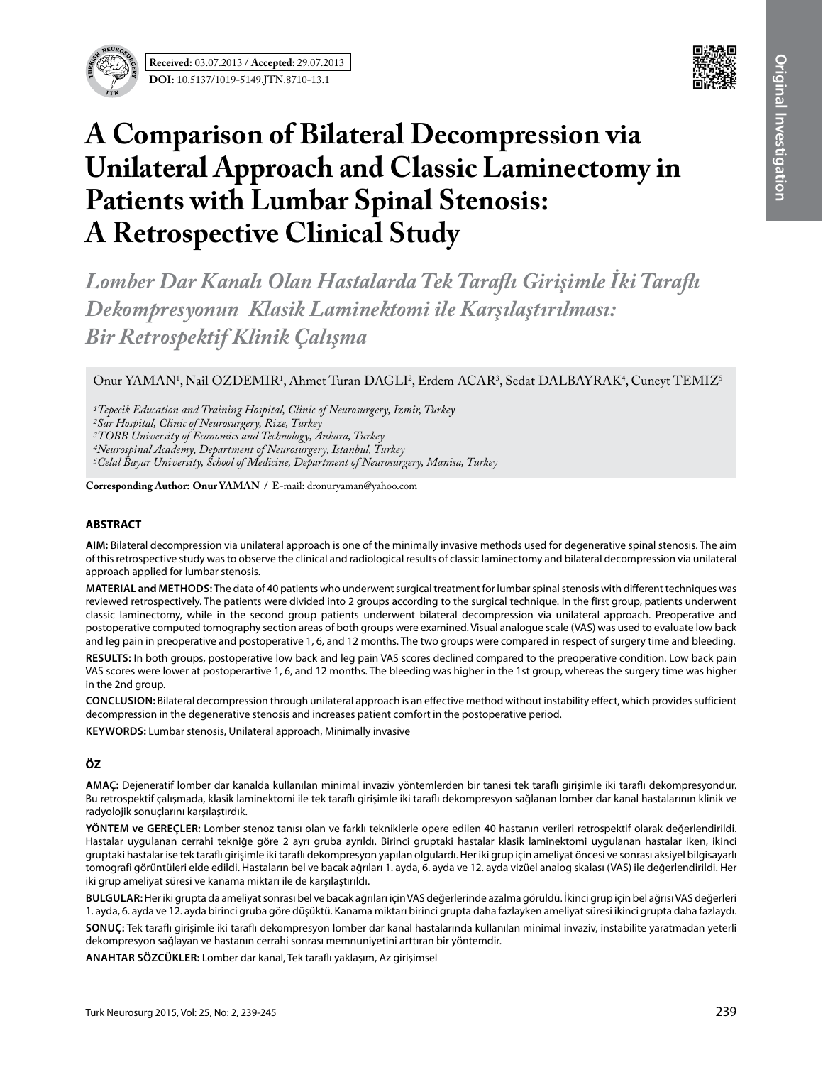**Received:** 03.07.2013 / **Accepted:** 29.07.2013

**DOI:** 10.5137/1019-5149.JTN.8710-13.1

Original Investigation

# A Comparison of Bilateral Decompression via Unilateral Approach and Classic Laminectomy in Patients with Lumbar Spinal Stenosis: A Retrospective Clinical Study

## *Lomber Dar Kanalı Olan Hastalarda Tek Taraflı Girişimle İki Taraflı Dekompresyonun Klasik Laminektomi ile Karşılaştırılması: Bir Retrospektif Klinik Çalışma*

Onur YAMAN[1], Nail OZDEMIR[1], Ahmet Turan DAGLI[2], Erdem ACAR[3], Sedat DALBAYRAK[4], Cuneyt TEMIZ[5]

*[1]Tepecik Education and Training Hospital, Clinic of Neurosurgery, Izmir, Turkey*
*[2]Sar Hospital, Clinic of Neurosurgery, Rize, Turkey*
*[3]TOBB University of Economics and Technology, Ankara, Turkey*
*[4]Neurospinal Academy, Department of Neurosurgery, Istanbul, Turkey*
*[5]Celal Bayar University, School of Medicine, Department of Neurosurgery, Manisa, Turkey*

**Corresponding Author: Onur YAMAN** / E-mail: dronuryaman@yahoo.com

### ABSTRACT

**AIM:** Bilateral decompression via unilateral approach is one of the minimally invasive methods used for degenerative spinal stenosis. The aim of this retrospective study was to observe the clinical and radiological results of classic laminectomy and bilateral decompression via unilateral approach applied for lumbar stenosis.

**MATERIAL and METHODS:** The data of 40 patients who underwent surgical treatment for lumbar spinal stenosis with different techniques was reviewed retrospectively. The patients were divided into 2 groups according to the surgical technique. In the first group, patients underwent classic laminectomy, while in the second group patients underwent bilateral decompression via unilateral approach. Preoperative and postoperative computed tomography section areas of both groups were examined. Visual analogue scale (VAS) was used to evaluate low back and leg pain in preoperative and postoperative 1, 6, and 12 months. The two groups were compared in respect of surgery time and bleeding.

**RESULTS:** In both groups, postoperative low back and leg pain VAS scores declined compared to the preoperative condition. Low back pain VAS scores were lower at postoperartive 1, 6, and 12 months. The bleeding was higher in the 1st group, whereas the surgery time was higher in the 2nd group.

**CONCLUSION:** Bilateral decompression through unilateral approach is an effective method without instability effect, which provides sufficient decompression in the degenerative stenosis and increases patient comfort in the postoperative period.

**KEYWORDS:** Lumbar stenosis, Unilateral approach, Minimally invasive

### ÖZ

**AMAÇ:** Dejeneratif lomber dar kanalda kullanılan minimal invaziv yöntemlerden bir tanesi tek taraflı girişimle iki taraflı dekompresyondur. Bu retrospektif çalışmada, klasik laminektomi ile tek taraflı girişimle iki taraflı dekompresyon sağlanan lomber dar kanal hastalarının klinik ve radyolojik sonuçlarını karşılaştırdık.

**YÖNTEM ve GEREÇLER:** Lomber stenoz tanısı olan ve farklı tekniklerle opere edilen 40 hastanın verileri retrospektif olarak değerlendirildi. Hastalar uygulanan cerrahi tekniğe göre 2 ayrı gruba ayrıldı. Birinci gruptaki hastalar klasik laminektomi uygulanan hastalar iken, ikinci gruptaki hastalar ise tek taraflı girişimle iki taraflı dekompresyon yapılan olgulardı. Her iki grup için ameliyat öncesi ve sonrası aksiyel bilgisayarlı tomografi görüntüleri elde edildi. Hastaların bel ve bacak ağrıları 1. ayda, 6. ayda ve 12. ayda vizüel analog skalası (VAS) ile değerlendirildi. Her iki grup ameliyat süresi ve kanama miktarı ile de karşılaştırıldı.

**BULGULAR:** Her iki grupta da ameliyat sonrası bel ve bacak ağrıları için VAS değerlerinde azalma görüldü. İkinci grup için bel ağrısı VAS değerleri 1. ayda, 6. ayda ve 12. ayda birinci gruba göre düşüktü. Kanama miktarı birinci grupta daha fazlayken ameliyat süresi ikinci grupta daha fazlaydı.

**SONUÇ:** Tek taraflı girişimle iki taraflı dekompresyon lomber dar kanal hastalarında kullanılan minimal invaziv, instabilite yaratmadan yeterli dekompresyon sağlayan ve hastanın cerrahi sonrası memnuniyetini arttıran bir yöntemdir.

**ANAHTAR SÖZCÜKLER:** Lomber dar kanal, Tek taraflı yaklaşım, Az girişimsel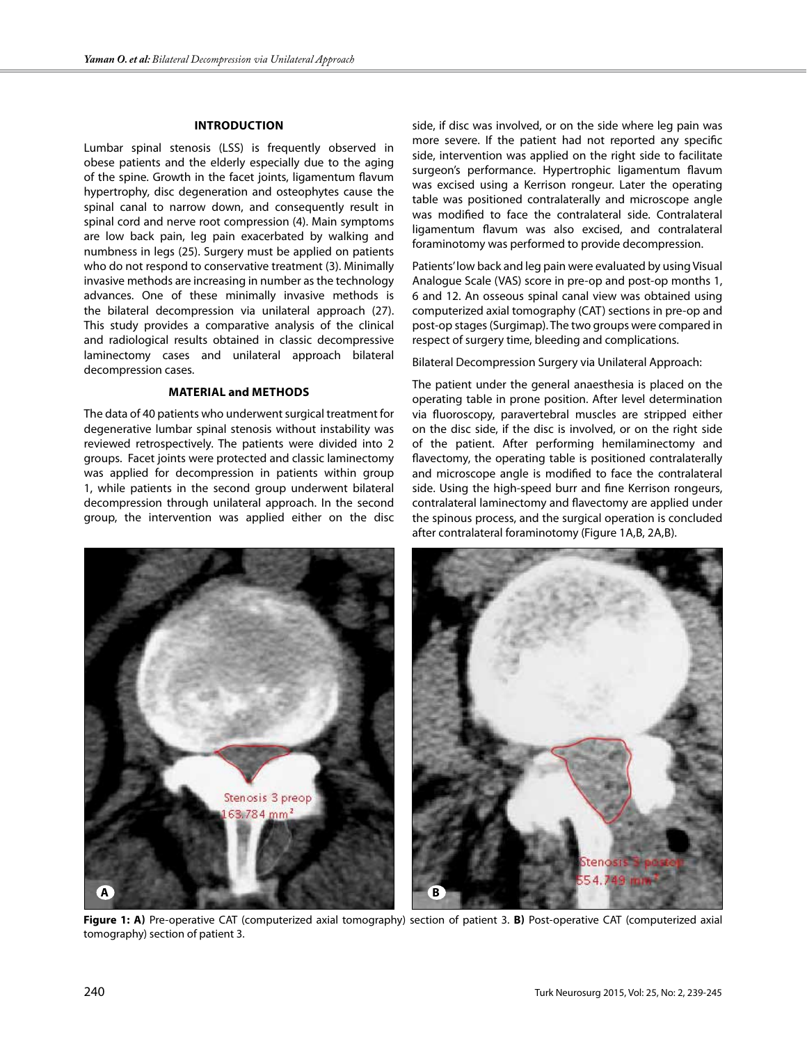## INTRODUCTION

Lumbar spinal stenosis (LSS) is frequently observed in obese patients and the elderly especially due to the aging of the spine. Growth in the facet joints, ligamentum flavum hypertrophy, disc degeneration and osteophytes cause the spinal canal to narrow down, and consequently result in spinal cord and nerve root compression (4). Main symptoms are low back pain, leg pain exacerbated by walking and numbness in legs (25). Surgery must be applied on patients who do not respond to conservative treatment (3). Minimally invasive methods are increasing in number as the technology advances. One of these minimally invasive methods is the bilateral decompression via unilateral approach (27). This study provides a comparative analysis of the clinical and radiological results obtained in classic decompressive laminectomy cases and unilateral approach bilateral decompression cases.

## MATERIAL and METHODS

The data of 40 patients who underwent surgical treatment for degenerative lumbar spinal stenosis without instability was reviewed retrospectively. The patients were divided into 2 groups. Facet joints were protected and classic laminectomy was applied for decompression in patients within group 1, while patients in the second group underwent bilateral decompression through unilateral approach. In the second group, the intervention was applied either on the disc side, if disc was involved, or on the side where leg pain was more severe. If the patient had not reported any specific side, intervention was applied on the right side to facilitate surgeon's performance. Hypertrophic ligamentum flavum was excised using a Kerrison rongeur. Later the operating table was positioned contralaterally and microscope angle was modified to face the contralateral side. Contralateral ligamentum flavum was also excised, and contralateral foraminotomy was performed to provide decompression.

Patients' low back and leg pain were evaluated by using Visual Analogue Scale (VAS) score in pre-op and post-op months 1, 6 and 12. An osseous spinal canal view was obtained using computerized axial tomography (CAT) sections in pre-op and post-op stages (Surgimap). The two groups were compared in respect of surgery time, bleeding and complications.

Bilateral Decompression Surgery via Unilateral Approach:

The patient under the general anaesthesia is placed on the operating table in prone position. After level determination via fluoroscopy, paravertebral muscles are stripped either on the disc side, if the disc is involved, or on the right side of the patient. After performing hemilaminectomy and flavectomy, the operating table is positioned contralaterally and microscope angle is modified to face the contralateral side. Using the high-speed burr and fine Kerrison rongeurs, contralateral laminectomy and flavectomy are applied under the spinous process, and the surgical operation is concluded after contralateral foraminotomy (Figure 1A,B, 2A,B).

**Figure 1: A)** Pre-operative CAT (computerized axial tomography) section of patient 3. **B)** Post-operative CAT (computerized axial tomography) section of patient 3.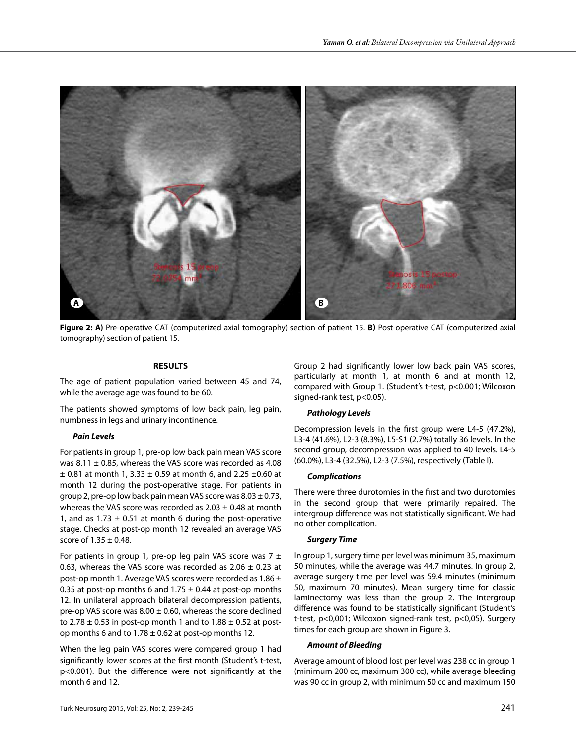**Figure 2: A)** Pre-operative CAT (computerized axial tomography) section of patient 15. **B)** Post-operative CAT (computerized axial tomography) section of patient 15.

## RESULTS

The age of patient population varied between 45 and 74, while the average age was found to be 60.

The patients showed symptoms of low back pain, leg pain, numbness in legs and urinary incontinence.

### *Pain Levels*

For patients in group 1, pre-op low back pain mean VAS score was 8.11 ± 0.85, whereas the VAS score was recorded as 4.08 ± 0.81 at month 1, 3.33 ± 0.59 at month 6, and 2.25 ±0.60 at month 12 during the post-operative stage. For patients in group 2, pre-op low back pain mean VAS score was 8.03 ± 0.73, whereas the VAS score was recorded as 2.03 ± 0.48 at month 1, and as 1.73 ± 0.51 at month 6 during the post-operative stage. Checks at post-op month 12 revealed an average VAS score of 1.35 ± 0.48.

For patients in group 1, pre-op leg pain VAS score was 7 ± 0.63, whereas the VAS score was recorded as 2.06 ± 0.23 at post-op month 1. Average VAS scores were recorded as 1.86 ± 0.35 at post-op months 6 and 1.75 ± 0.44 at post-op months 12. In unilateral approach bilateral decompression patients, pre-op VAS score was 8.00 ± 0.60, whereas the score declined to 2.78 ± 0.53 in post-op month 1 and to 1.88 ± 0.52 at post-op months 6 and to 1.78 ± 0.62 at post-op months 12.

When the leg pain VAS scores were compared group 1 had significantly lower scores at the first month (Student's t-test, $p<0.001$). But the difference were not significantly at the month 6 and 12.

Group 2 had significantly lower low back pain VAS scores, particularly at month 1, at month 6 and at month 12, compared with Group 1. (Student's t-test, $p<0.001$; Wilcoxon signed-rank test, $p<0.05$).

### *Pathology Levels*

Decompression levels in the first group were L4-5 (47.2%), L3-4 (41.6%), L2-3 (8.3%), L5-S1 (2.7%) totally 36 levels. In the second group, decompression was applied to 40 levels. L4-5 (60.0%), L3-4 (32.5%), L2-3 (7.5%), respectively (Table I).

### *Complications*

There were three durotomies in the first and two durotomies in the second group that were primarily repaired. The intergroup difference was not statistically significant. We had no other complication.

### *Surgery Time*

In group 1, surgery time per level was minimum 35, maximum 50 minutes, while the average was 44.7 minutes. In group 2, average surgery time per level was 59.4 minutes (minimum 50, maximum 70 minutes). Mean surgery time for classic laminectomy was less than the group 2. The intergroup difference was found to be statistically significant (Student's t-test, p<0,001; Wilcoxon signed-rank test, p<0,05). Surgery times for each group are shown in Figure 3.

### *Amount of Bleeding*

Average amount of blood lost per level was 238 cc in group 1 (minimum 200 cc, maximum 300 cc), while average bleeding was 90 cc in group 2, with minimum 50 cc and maximum 150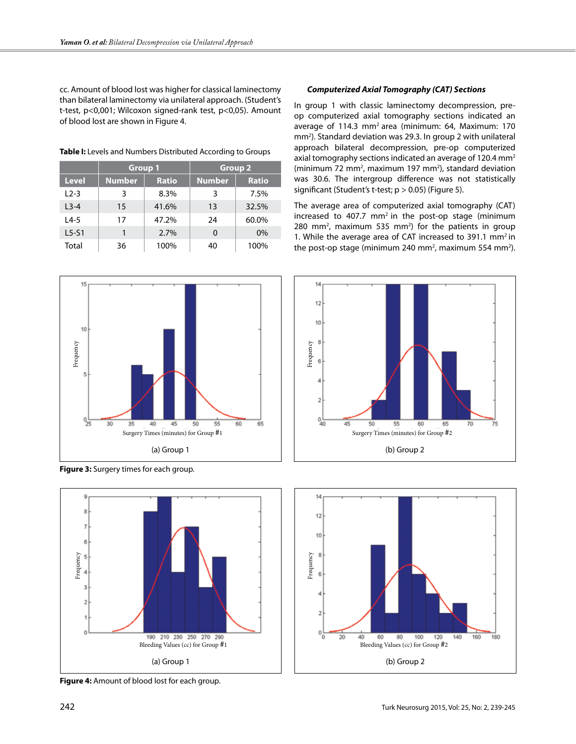cc. Amount of blood lost was higher for classical laminectomy than bilateral laminectomy via unilateral approach. (Student's t-test, p<0,001; Wilcoxon signed-rank test, p<0,05). Amount of blood lost are shown in Figure 4.

**Table I:** Levels and Numbers Distributed According to Groups

| | Group 1 | | Group 2 | |
|---|---|---|---|---|
| **Level** | **Number** | **Ratio** | **Number** | **Ratio** |
| L2-3 | 3 | 8.3% | 3 | 7.5% |
| L3-4 | 15 | 41.6% | 13 | 32.5% |
| L4-5 | 17 | 47.2% | 24 | 60.0% |
| L5-S1 | 1 | 2.7% | 0 | 0% |
| Total | 36 | 100% | 40 | 100% |

***Computerized Axial Tomography (CAT) Sections***

In group 1 with classic laminectomy decompression, pre-op computerized axial tomography sections indicated an average of 114.3 mm$^2$ area (minimum: 64, Maximum: 170 mm$^2$). Standard deviation was 29.3. In group 2 with unilateral approach bilateral decompression, pre-op computerized axial tomography sections indicated an average of 120.4 mm$^2$ (minimum 72 mm$^2$, maximum 197 mm$^2$), standard deviation was 30.6. The intergroup difference was not statistically significant (Student's t-test; p > 0.05) (Figure 5).

The average area of computerized axial tomography (CAT) increased to 407.7 mm$^2$ in the post-op stage (minimum 280 mm$^2$, maximum 535 mm$^2$) for the patients in group 1. While the average area of CAT increased to 391.1 mm$^2$ in the post-op stage (minimum 240 mm$^2$, maximum 554 mm$^2$).

(a) Group 1

(b) Group 2

**Figure 3:** Surgery times for each group.

(a) Group 1

(b) Group 2

**Figure 4:** Amount of blood lost for each group.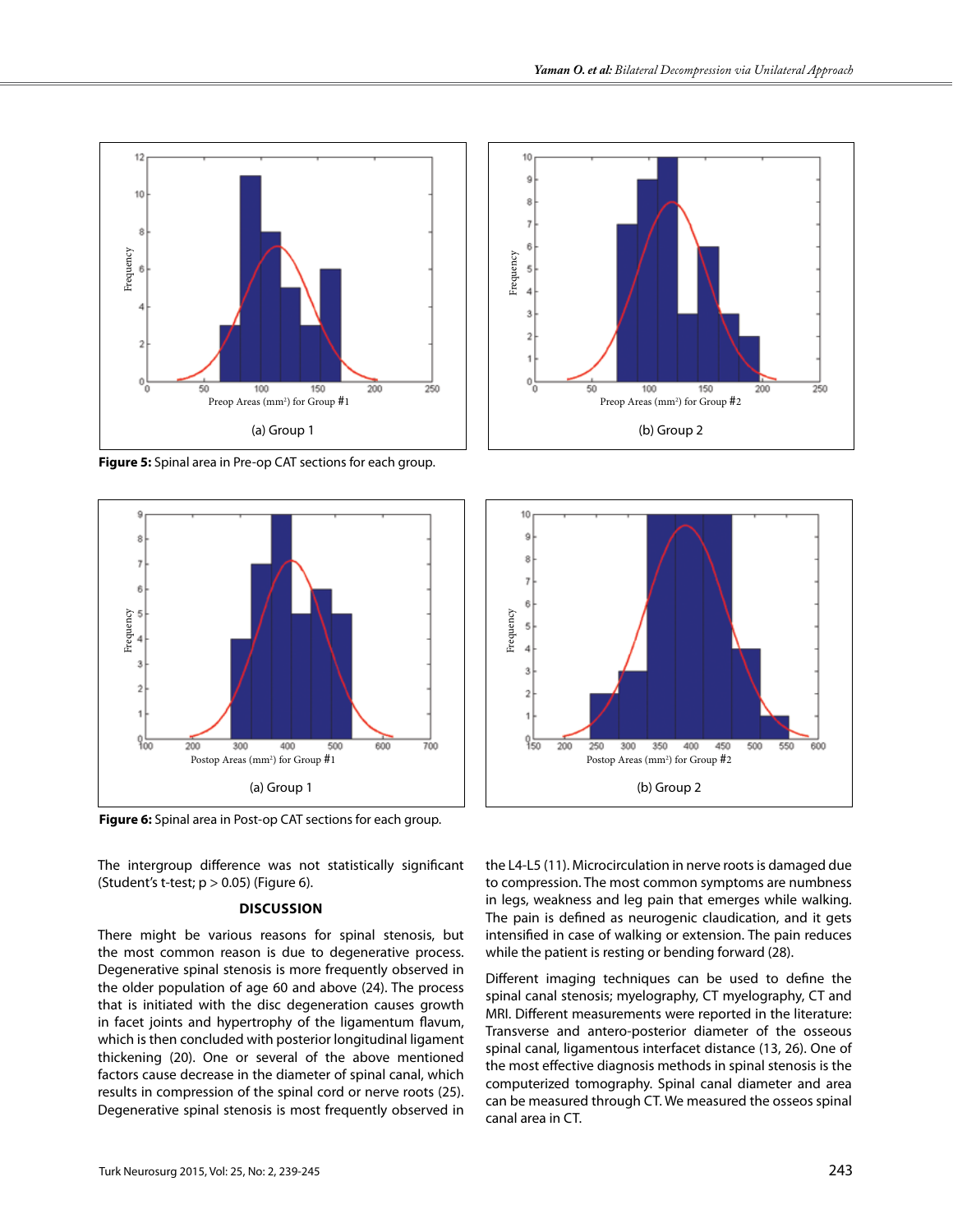(a) Group 1

(b) Group 2

**Figure 5:** Spinal area in Pre-op CAT sections for each group.

(a) Group 1

(b) Group 2

**Figure 6:** Spinal area in Post-op CAT sections for each group.

The intergroup difference was not statistically significant (Student's t-test; $p > 0.05$) (Figure 6).

## DISCUSSION

There might be various reasons for spinal stenosis, but the most common reason is due to degenerative process. Degenerative spinal stenosis is more frequently observed in the older population of age 60 and above (24). The process that is initiated with the disc degeneration causes growth in facet joints and hypertrophy of the ligamentum flavum, which is then concluded with posterior longitudinal ligament thickening (20). One or several of the above mentioned factors cause decrease in the diameter of spinal canal, which results in compression of the spinal cord or nerve roots (25). Degenerative spinal stenosis is most frequently observed in the L4-L5 (11). Microcirculation in nerve roots is damaged due to compression. The most common symptoms are numbness in legs, weakness and leg pain that emerges while walking. The pain is defined as neurogenic claudication, and it gets intensified in case of walking or extension. The pain reduces while the patient is resting or bending forward (28).

Different imaging techniques can be used to define the spinal canal stenosis; myelography, CT myelography, CT and MRI. Different measurements were reported in the literature: Transverse and antero-posterior diameter of the osseous spinal canal, ligamentous interfacet distance (13, 26). One of the most effective diagnosis methods in spinal stenosis is the computerized tomography. Spinal canal diameter and area can be measured through CT. We measured the osseos spinal canal area in CT.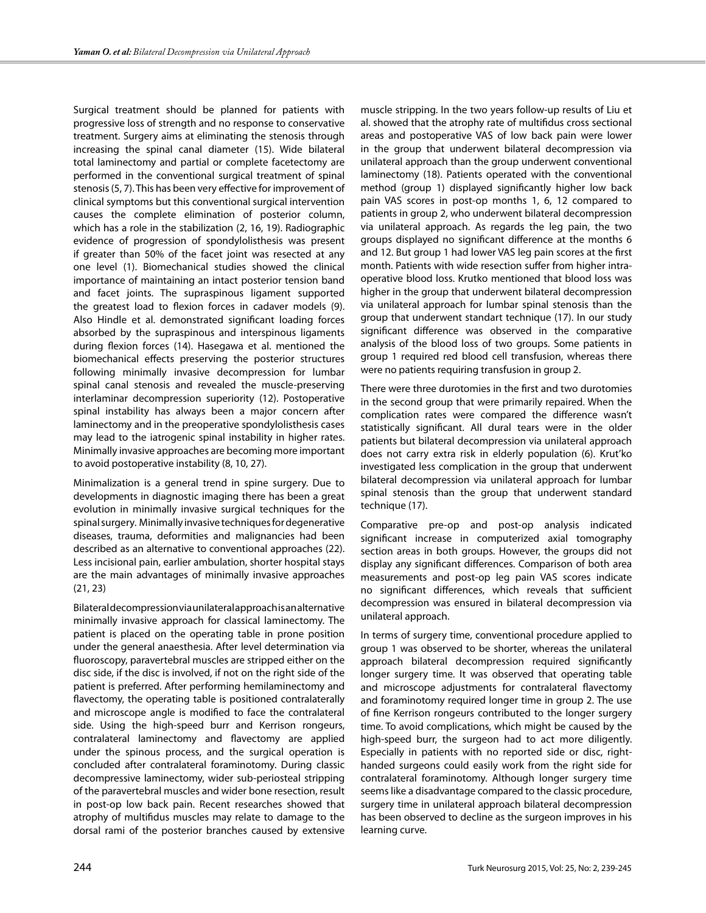Surgical treatment should be planned for patients with progressive loss of strength and no response to conservative treatment. Surgery aims at eliminating the stenosis through increasing the spinal canal diameter (15). Wide bilateral total laminectomy and partial or complete facetectomy are performed in the conventional surgical treatment of spinal stenosis (5, 7). This has been very effective for improvement of clinical symptoms but this conventional surgical intervention causes the complete elimination of posterior column, which has a role in the stabilization (2, 16, 19). Radiographic evidence of progression of spondylolisthesis was present if greater than 50% of the facet joint was resected at any one level (1). Biomechanical studies showed the clinical importance of maintaining an intact posterior tension band and facet joints. The supraspinous ligament supported the greatest load to flexion forces in cadaver models (9). Also Hindle et al. demonstrated significant loading forces absorbed by the supraspinous and interspinous ligaments during flexion forces (14). Hasegawa et al. mentioned the biomechanical effects preserving the posterior structures following minimally invasive decompression for lumbar spinal canal stenosis and revealed the muscle-preserving interlaminar decompression superiority (12). Postoperative spinal instability has always been a major concern after laminectomy and in the preoperative spondylolisthesis cases may lead to the iatrogenic spinal instability in higher rates. Minimally invasive approaches are becoming more important to avoid postoperative instability (8, 10, 27).

Minimalization is a general trend in spine surgery. Due to developments in diagnostic imaging there has been a great evolution in minimally invasive surgical techniques for the spinal surgery. Minimally invasive techniques for degenerative diseases, trauma, deformities and malignancies had been described as an alternative to conventional approaches (22). Less incisional pain, earlier ambulation, shorter hospital stays are the main advantages of minimally invasive approaches (21, 23)

Bilateral decompression via unilateral approach is an alternative minimally invasive approach for classical laminectomy. The patient is placed on the operating table in prone position under the general anaesthesia. After level determination via fluoroscopy, paravertebral muscles are stripped either on the disc side, if the disc is involved, if not on the right side of the patient is preferred. After performing hemilaminectomy and flavectomy, the operating table is positioned contralaterally and microscope angle is modified to face the contralateral side. Using the high-speed burr and Kerrison rongeurs, contralateral laminectomy and flavectomy are applied under the spinous process, and the surgical operation is concluded after contralateral foraminotomy. During classic decompressive laminectomy, wider sub-periosteal stripping of the paravertebral muscles and wider bone resection, result in post-op low back pain. Recent researches showed that atrophy of multifidus muscles may relate to damage to the dorsal rami of the posterior branches caused by extensive muscle stripping. In the two years follow-up results of Liu et al. showed that the atrophy rate of multifidus cross sectional areas and postoperative VAS of low back pain were lower in the group that underwent bilateral decompression via unilateral approach than the group underwent conventional laminectomy (18). Patients operated with the conventional method (group 1) displayed significantly higher low back pain VAS scores in post-op months 1, 6, 12 compared to patients in group 2, who underwent bilateral decompression via unilateral approach. As regards the leg pain, the two groups displayed no significant difference at the months 6 and 12. But group 1 had lower VAS leg pain scores at the first month. Patients with wide resection suffer from higher intra-operative blood loss. Krutko mentioned that blood loss was higher in the group that underwent bilateral decompression via unilateral approach for lumbar spinal stenosis than the group that underwent standart technique (17). In our study significant difference was observed in the comparative analysis of the blood loss of two groups. Some patients in group 1 required red blood cell transfusion, whereas there were no patients requiring transfusion in group 2.

There were three durotomies in the first and two durotomies in the second group that were primarily repaired. When the complication rates were compared the difference wasn't statistically significant. All dural tears were in the older patients but bilateral decompression via unilateral approach does not carry extra risk in elderly population (6). Krut'ko investigated less complication in the group that underwent bilateral decompression via unilateral approach for lumbar spinal stenosis than the group that underwent standard technique (17).

Comparative pre-op and post-op analysis indicated significant increase in computerized axial tomography section areas in both groups. However, the groups did not display any significant differences. Comparison of both area measurements and post-op leg pain VAS scores indicate no significant differences, which reveals that sufficient decompression was ensured in bilateral decompression via unilateral approach.

In terms of surgery time, conventional procedure applied to group 1 was observed to be shorter, whereas the unilateral approach bilateral decompression required significantly longer surgery time. It was observed that operating table and microscope adjustments for contralateral flavectomy and foraminotomy required longer time in group 2. The use of fine Kerrison rongeurs contributed to the longer surgery time. To avoid complications, which might be caused by the high-speed burr, the surgeon had to act more diligently. Especially in patients with no reported side or disc, right-handed surgeons could easily work from the right side for contralateral foraminotomy. Although longer surgery time seems like a disadvantage compared to the classic procedure, surgery time in unilateral approach bilateral decompression has been observed to decline as the surgeon improves in his learning curve.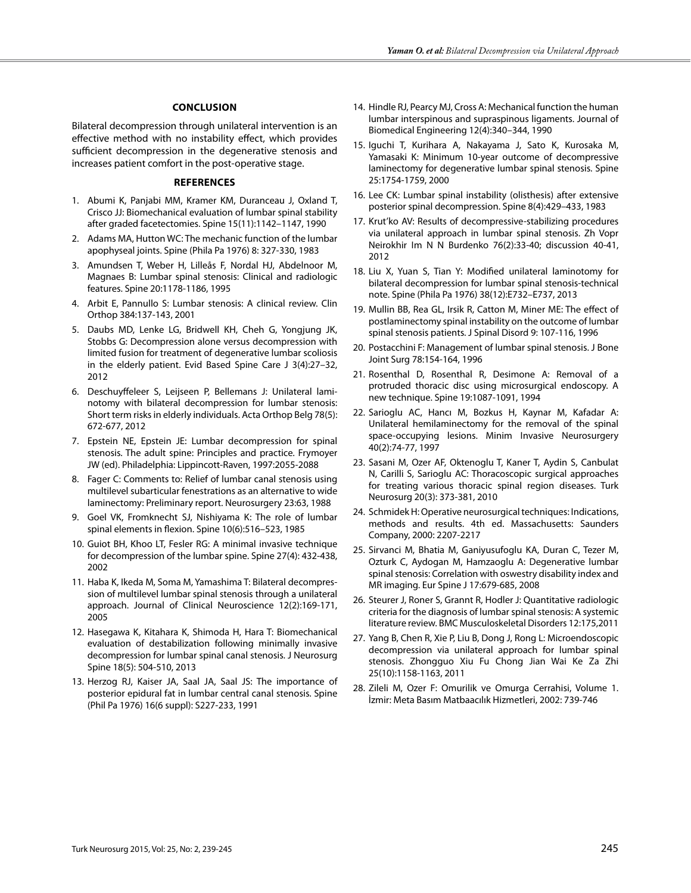## CONCLUSION

Bilateral decompression through unilateral intervention is an effective method with no instability effect, which provides sufficient decompression in the degenerative stenosis and increases patient comfort in the post-operative stage.

## REFERENCES

1. Abumi K, Panjabi MM, Kramer KM, Duranceau J, Oxland T, Crisco JJ: Biomechanical evaluation of lumbar spinal stability after graded facetectomies. Spine 15(11):1142–1147, 1990
2. Adams MA, Hutton WC: The mechanic function of the lumbar apophyseal joints. Spine (Phila Pa 1976) 8: 327-330, 1983
3. Amundsen T, Weber H, Lilleås F, Nordal HJ, Abdelnoor M, Magnaes B: Lumbar spinal stenosis: Clinical and radiologic features. Spine 20:1178-1186, 1995
4. Arbit E, Pannullo S: Lumbar stenosis: A clinical review. Clin Orthop 384:137-143, 2001
5. Daubs MD, Lenke LG, Bridwell KH, Cheh G, Yongjung JK, Stobbs G: Decompression alone versus decompression with limited fusion for treatment of degenerative lumbar scoliosis in the elderly patient. Evid Based Spine Care J 3(4):27–32, 2012
6. Deschuyffeleer S, Leijseen P, Bellemans J: Unilateral laminotomy with bilateral decompression for lumbar stenosis: Short term risks in elderly individuals. Acta Orthop Belg 78(5): 672-677, 2012
7. Epstein NE, Epstein JE: Lumbar decompression for spinal stenosis. The adult spine: Principles and practice. Frymoyer JW (ed). Philadelphia: Lippincott-Raven, 1997:2055-2088
8. Fager C: Comments to: Relief of lumbar canal stenosis using multilevel subarticular fenestrations as an alternative to wide laminectomy: Preliminary report. Neurosurgery 23:63, 1988
9. Goel VK, Fromknecht SJ, Nishiyama K: The role of lumbar spinal elements in flexion. Spine 10(6):516–523, 1985
10. Guiot BH, Khoo LT, Fesler RG: A minimal invasive technique for decompression of the lumbar spine. Spine 27(4): 432-438, 2002
11. Haba K, Ikeda M, Soma M, Yamashima T: Bilateral decompression of multilevel lumbar spinal stenosis through a unilateral approach. Journal of Clinical Neuroscience 12(2):169-171, 2005
12. Hasegawa K, Kitahara K, Shimoda H, Hara T: Biomechanical evaluation of destabilization following minimally invasive decompression for lumbar spinal canal stenosis. J Neurosurg Spine 18(5): 504-510, 2013
13. Herzog RJ, Kaiser JA, Saal JA, Saal JS: The importance of posterior epidural fat in lumbar central canal stenosis. Spine (Phil Pa 1976) 16(6 suppl): S227-233, 1991
14. Hindle RJ, Pearcy MJ, Cross A: Mechanical function the human lumbar interspinous and supraspinous ligaments. Journal of Biomedical Engineering 12(4):340–344, 1990
15. Iguchi T, Kurihara A, Nakayama J, Sato K, Kurosaka M, Yamasaki K: Minimum 10-year outcome of decompressive laminectomy for degenerative lumbar spinal stenosis. Spine 25:1754-1759, 2000
16. Lee CK: Lumbar spinal instability (olisthesis) after extensive posterior spinal decompression. Spine 8(4):429–433, 1983
17. Krut'ko AV: Results of decompressive-stabilizing procedures via unilateral approach in lumbar spinal stenosis. Zh Vopr Neirokhir Im N N Burdenko 76(2):33-40; discussion 40-41, 2012
18. Liu X, Yuan S, Tian Y: Modified unilateral laminotomy for bilateral decompression for lumbar spinal stenosis-technical note. Spine (Phila Pa 1976) 38(12):E732–E737, 2013
19. Mullin BB, Rea GL, Irsik R, Catton M, Miner ME: The effect of postlaminectomy spinal instability on the outcome of lumbar spinal stenosis patients. J Spinal Disord 9: 107-116, 1996
20. Postacchini F: Management of lumbar spinal stenosis. J Bone Joint Surg 78:154-164, 1996
21. Rosenthal D, Rosenthal R, Desimone A: Removal of a protruded thoracic disc using microsurgical endoscopy. A new technique. Spine 19:1087-1091, 1994
22. Sarioglu AC, Hancı M, Bozkus H, Kaynar M, Kafadar A: Unilateral hemilaminectomy for the removal of the spinal space-occupying lesions. Minim Invasive Neurosurgery 40(2):74-77, 1997
23. Sasani M, Ozer AF, Oktenoglu T, Kaner T, Aydin S, Canbulat N, Carilli S, Sarioglu AC: Thoracoscopic surgical approaches for treating various thoracic spinal region diseases. Turk Neurosurg 20(3): 373-381, 2010
24. Schmidek H: Operative neurosurgical techniques: Indications, methods and results. 4th ed. Massachusetts: Saunders Company, 2000: 2207-2217
25. Sirvanci M, Bhatia M, Ganiyusufoglu KA, Duran C, Tezer M, Ozturk C, Aydogan M, Hamzaoglu A: Degenerative lumbar spinal stenosis: Correlation with oswestry disability index and MR imaging. Eur Spine J 17:679-685, 2008
26. Steurer J, Roner S, Grannt R, Hodler J: Quantitative radiologic criteria for the diagnosis of lumbar spinal stenosis: A systemic literature review. BMC Musculoskeletal Disorders 12:175,2011
27. Yang B, Chen R, Xie P, Liu B, Dong J, Rong L: Microendoscopic decompression via unilateral approach for lumbar spinal stenosis. Zhongguo Xiu Fu Chong Jian Wai Ke Za Zhi 25(10):1158-1163, 2011
28. Zileli M, Ozer F: Omurilik ve Omurga Cerrahisi, Volume 1. İzmir: Meta Basım Matbaacılık Hizmetleri, 2002: 739-746